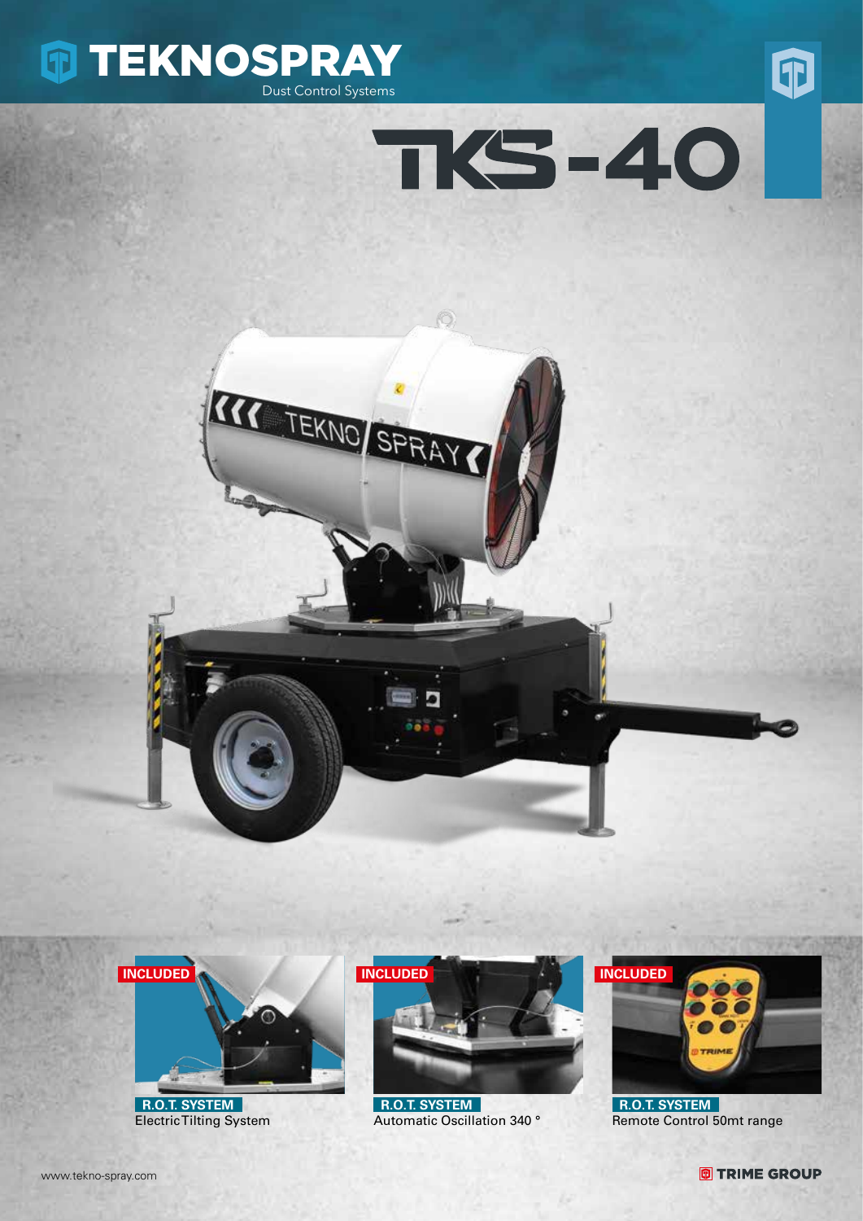# TEKNOSPRAY

Dust Control Systems

# TKS-40

INCLUDED

**R.O.T. SYSTEM**
Electric Tilting System

INCLUDED

**R.O.T. SYSTEM**
Automatic Oscillation 340 °

INCLUDED

**R.O.T. SYSTEM**
Remote Control 50mt range

www.tekno-spray.com

TRIME GROUP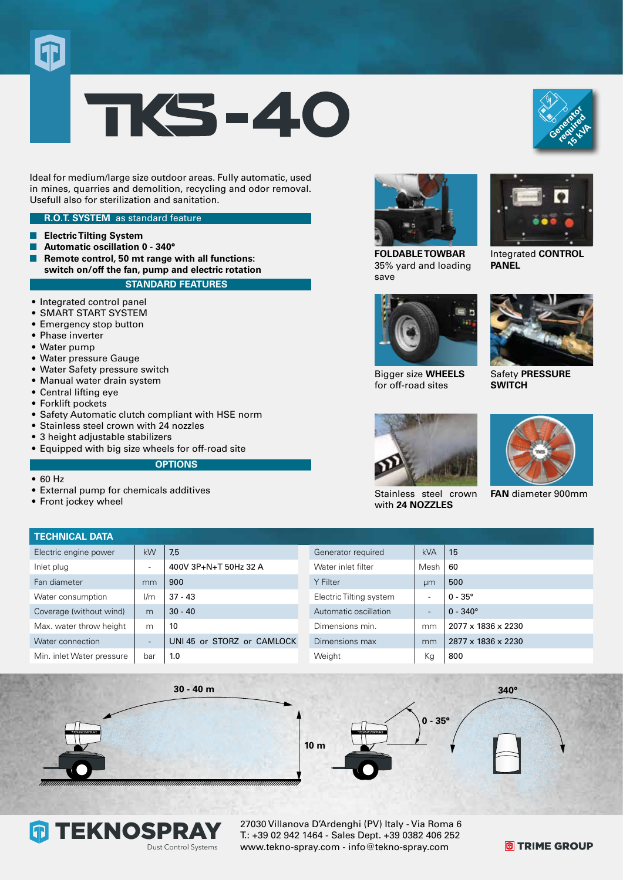# TKS-40

Generator required 15 kVA

Ideal for medium/large size outdoor areas. Fully automatic, used in mines, quarries and demolition, recycling and odor removal. Usefull also for sterilization and sanitation.

**R.O.T. SYSTEM** as standard feature

- **Electric Tilting System**
- **Automatic oscillation 0 - 340°**
- **Remote control, 50 mt range with all functions: switch on/off the fan, pump and electric rotation**

## STANDARD FEATURES

- Integrated control panel
- SMART START SYSTEM
- Emergency stop button
- Phase inverter
- Water pump
- Water pressure Gauge
- Water Safety pressure switch
- Manual water drain system
- Central lifting eye
- Forklift pockets
- Safety Automatic clutch compliant with HSE norm
- Stainless steel crown with 24 nozzles
- 3 height adjustable stabilizers
- Equipped with big size wheels for off-road site

## OPTIONS

- 60 Hz
- External pump for chemicals additives
- Front jockey wheel

**FOLDABLE TOWBAR** 35% yard and loading save

Integrated **CONTROL PANEL**

Bigger size **WHEELS** for off-road sites

Safety **PRESSURE SWITCH**

Stainless steel crown with **24 NOZZLES**

**FAN** diameter 900mm

## TECHNICAL DATA

| | | | | | |
|---|---|---|---|---|---|
| Electric engine power | kW | 7,5 | Generator required | kVA | 15 |
| Inlet plug | - | 400V 3P+N+T 50Hz 32 A | Water inlet filter | Mesh | 60 |
| Fan diameter | mm | 900 | Y Filter | µm | 500 |
| Water consumption | l/m | 37 - 43 | Electric Tilting system | - | 0 - 35° |
| Coverage (without wind) | m | 30 - 40 | Automatic oscillation | - | 0 - 340° |
| Max. water throw height | m | 10 | Dimensions min. | mm | 2077 x 1836 x 2230 |
| Water connection | - | UNI 45 or STORZ or CAMLOCK | Dimensions max | mm | 2877 x 1836 x 2230 |
| Min. inlet Water pressure | bar | 1.0 | Weight | Kg | 800 |

30 - 40 m

10 m

0 - 35°

340°

**TEKNOSPRAY** Dust Control Systems

27030 Villanova D'Ardenghi (PV) Italy - Via Roma 6
T.: +39 02 942 1464 - Sales Dept. +39 0382 406 252
www.tekno-spray.com - info@tekno-spray.com

TRIME GROUP